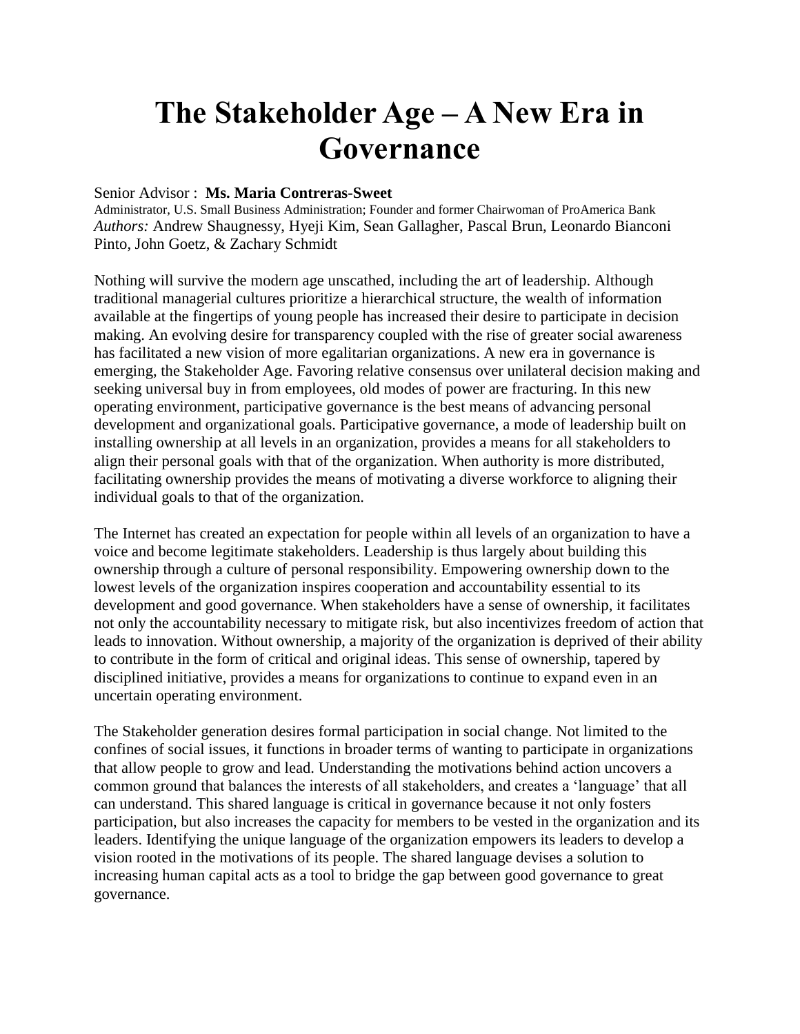# The Stakeholder Age – A New Era in Governance

Senior Advisor : **Ms. Maria Contreras-Sweet**
Administrator, U.S. Small Business Administration; Founder and former Chairwoman of ProAmerica Bank
*Authors:* Andrew Shaugnessy, Hyeji Kim, Sean Gallagher, Pascal Brun, Leonardo Bianconi Pinto, John Goetz, & Zachary Schmidt

Nothing will survive the modern age unscathed, including the art of leadership. Although traditional managerial cultures prioritize a hierarchical structure, the wealth of information available at the fingertips of young people has increased their desire to participate in decision making. An evolving desire for transparency coupled with the rise of greater social awareness has facilitated a new vision of more egalitarian organizations. A new era in governance is emerging, the Stakeholder Age. Favoring relative consensus over unilateral decision making and seeking universal buy in from employees, old modes of power are fracturing. In this new operating environment, participative governance is the best means of advancing personal development and organizational goals. Participative governance, a mode of leadership built on installing ownership at all levels in an organization, provides a means for all stakeholders to align their personal goals with that of the organization. When authority is more distributed, facilitating ownership provides the means of motivating a diverse workforce to aligning their individual goals to that of the organization.

The Internet has created an expectation for people within all levels of an organization to have a voice and become legitimate stakeholders. Leadership is thus largely about building this ownership through a culture of personal responsibility. Empowering ownership down to the lowest levels of the organization inspires cooperation and accountability essential to its development and good governance. When stakeholders have a sense of ownership, it facilitates not only the accountability necessary to mitigate risk, but also incentivizes freedom of action that leads to innovation. Without ownership, a majority of the organization is deprived of their ability to contribute in the form of critical and original ideas. This sense of ownership, tapered by disciplined initiative, provides a means for organizations to continue to expand even in an uncertain operating environment.

The Stakeholder generation desires formal participation in social change. Not limited to the confines of social issues, it functions in broader terms of wanting to participate in organizations that allow people to grow and lead. Understanding the motivations behind action uncovers a common ground that balances the interests of all stakeholders, and creates a 'language' that all can understand. This shared language is critical in governance because it not only fosters participation, but also increases the capacity for members to be vested in the organization and its leaders. Identifying the unique language of the organization empowers its leaders to develop a vision rooted in the motivations of its people. The shared language devises a solution to increasing human capital acts as a tool to bridge the gap between good governance to great governance.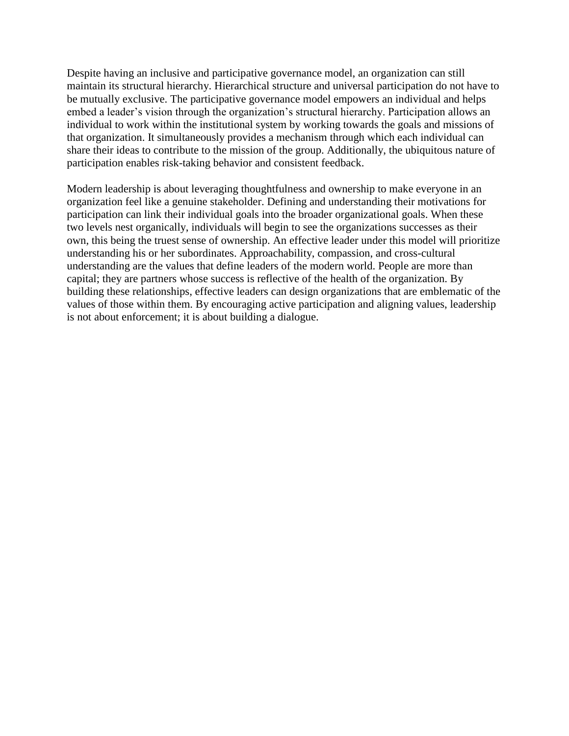Despite having an inclusive and participative governance model, an organization can still maintain its structural hierarchy. Hierarchical structure and universal participation do not have to be mutually exclusive. The participative governance model empowers an individual and helps embed a leader's vision through the organization's structural hierarchy. Participation allows an individual to work within the institutional system by working towards the goals and missions of that organization. It simultaneously provides a mechanism through which each individual can share their ideas to contribute to the mission of the group. Additionally, the ubiquitous nature of participation enables risk-taking behavior and consistent feedback.

Modern leadership is about leveraging thoughtfulness and ownership to make everyone in an organization feel like a genuine stakeholder. Defining and understanding their motivations for participation can link their individual goals into the broader organizational goals. When these two levels nest organically, individuals will begin to see the organizations successes as their own, this being the truest sense of ownership. An effective leader under this model will prioritize understanding his or her subordinates. Approachability, compassion, and cross-cultural understanding are the values that define leaders of the modern world. People are more than capital; they are partners whose success is reflective of the health of the organization. By building these relationships, effective leaders can design organizations that are emblematic of the values of those within them. By encouraging active participation and aligning values, leadership is not about enforcement; it is about building a dialogue.